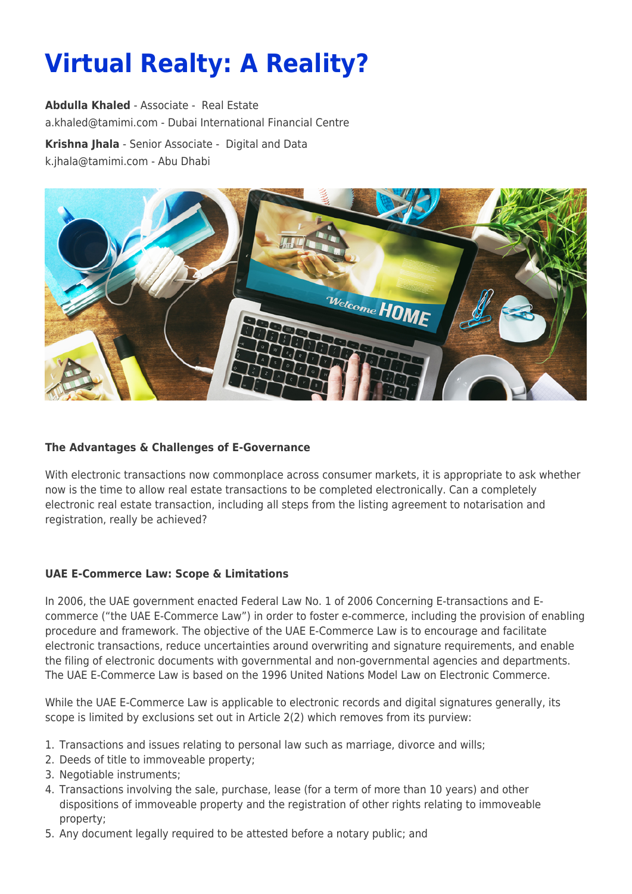# Virtual Realty: A Reality?

**Abdulla Khaled** - Associate - Real Estate
a.khaled@tamimi.com - Dubai International Financial Centre

**Krishna Jhala** - Senior Associate - Digital and Data
k.jhala@tamimi.com - Abu Dhabi

### The Advantages & Challenges of E-Governance

With electronic transactions now commonplace across consumer markets, it is appropriate to ask whether now is the time to allow real estate transactions to be completed electronically. Can a completely electronic real estate transaction, including all steps from the listing agreement to notarisation and registration, really be achieved?

### UAE E-Commerce Law: Scope & Limitations

In 2006, the UAE government enacted Federal Law No. 1 of 2006 Concerning E-transactions and E-commerce ("the UAE E-Commerce Law") in order to foster e-commerce, including the provision of enabling procedure and framework. The objective of the UAE E-Commerce Law is to encourage and facilitate electronic transactions, reduce uncertainties around overwriting and signature requirements, and enable the filing of electronic documents with governmental and non-governmental agencies and departments. The UAE E-Commerce Law is based on the 1996 United Nations Model Law on Electronic Commerce.

While the UAE E-Commerce Law is applicable to electronic records and digital signatures generally, its scope is limited by exclusions set out in Article 2(2) which removes from its purview:

1. Transactions and issues relating to personal law such as marriage, divorce and wills;
2. Deeds of title to immoveable property;
3. Negotiable instruments;
4. Transactions involving the sale, purchase, lease (for a term of more than 10 years) and other dispositions of immoveable property and the registration of other rights relating to immoveable property;
5. Any document legally required to be attested before a notary public; and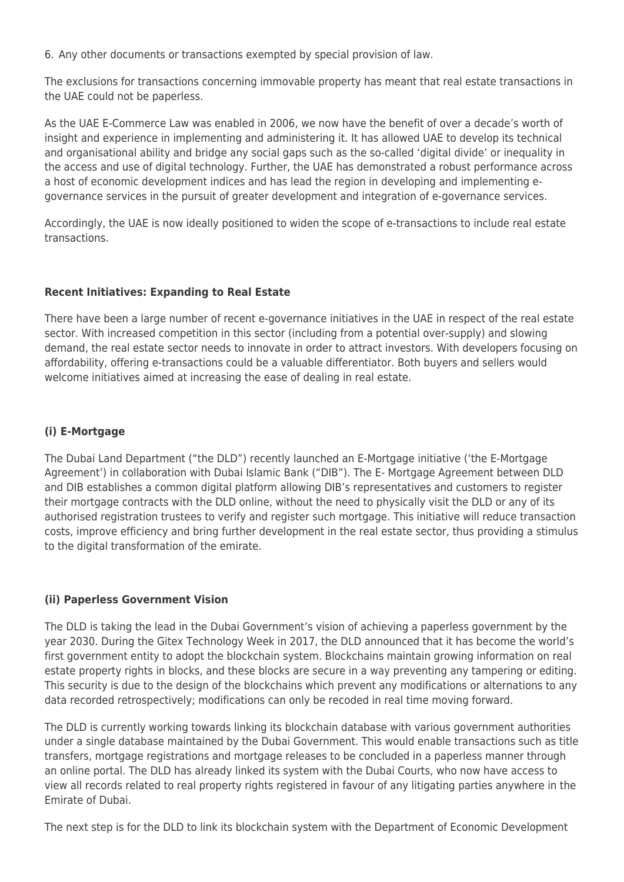6. Any other documents or transactions exempted by special provision of law.

The exclusions for transactions concerning immovable property has meant that real estate transactions in the UAE could not be paperless.

As the UAE E-Commerce Law was enabled in 2006, we now have the benefit of over a decade's worth of insight and experience in implementing and administering it. It has allowed UAE to develop its technical and organisational ability and bridge any social gaps such as the so-called 'digital divide' or inequality in the access and use of digital technology. Further, the UAE has demonstrated a robust performance across a host of economic development indices and has lead the region in developing and implementing e-governance services in the pursuit of greater development and integration of e-governance services.

Accordingly, the UAE is now ideally positioned to widen the scope of e-transactions to include real estate transactions.

**Recent Initiatives: Expanding to Real Estate**

There have been a large number of recent e-governance initiatives in the UAE in respect of the real estate sector. With increased competition in this sector (including from a potential over-supply) and slowing demand, the real estate sector needs to innovate in order to attract investors. With developers focusing on affordability, offering e-transactions could be a valuable differentiator. Both buyers and sellers would welcome initiatives aimed at increasing the ease of dealing in real estate.

**(i) E-Mortgage**

The Dubai Land Department ("the DLD") recently launched an E-Mortgage initiative ('the E-Mortgage Agreement') in collaboration with Dubai Islamic Bank ("DIB"). The E- Mortgage Agreement between DLD and DIB establishes a common digital platform allowing DIB's representatives and customers to register their mortgage contracts with the DLD online, without the need to physically visit the DLD or any of its authorised registration trustees to verify and register such mortgage. This initiative will reduce transaction costs, improve efficiency and bring further development in the real estate sector, thus providing a stimulus to the digital transformation of the emirate.

**(ii) Paperless Government Vision**

The DLD is taking the lead in the Dubai Government's vision of achieving a paperless government by the year 2030. During the Gitex Technology Week in 2017, the DLD announced that it has become the world's first government entity to adopt the blockchain system. Blockchains maintain growing information on real estate property rights in blocks, and these blocks are secure in a way preventing any tampering or editing. This security is due to the design of the blockchains which prevent any modifications or alternations to any data recorded retrospectively; modifications can only be recoded in real time moving forward.

The DLD is currently working towards linking its blockchain database with various government authorities under a single database maintained by the Dubai Government. This would enable transactions such as title transfers, mortgage registrations and mortgage releases to be concluded in a paperless manner through an online portal. The DLD has already linked its system with the Dubai Courts, who now have access to view all records related to real property rights registered in favour of any litigating parties anywhere in the Emirate of Dubai.

The next step is for the DLD to link its blockchain system with the Department of Economic Development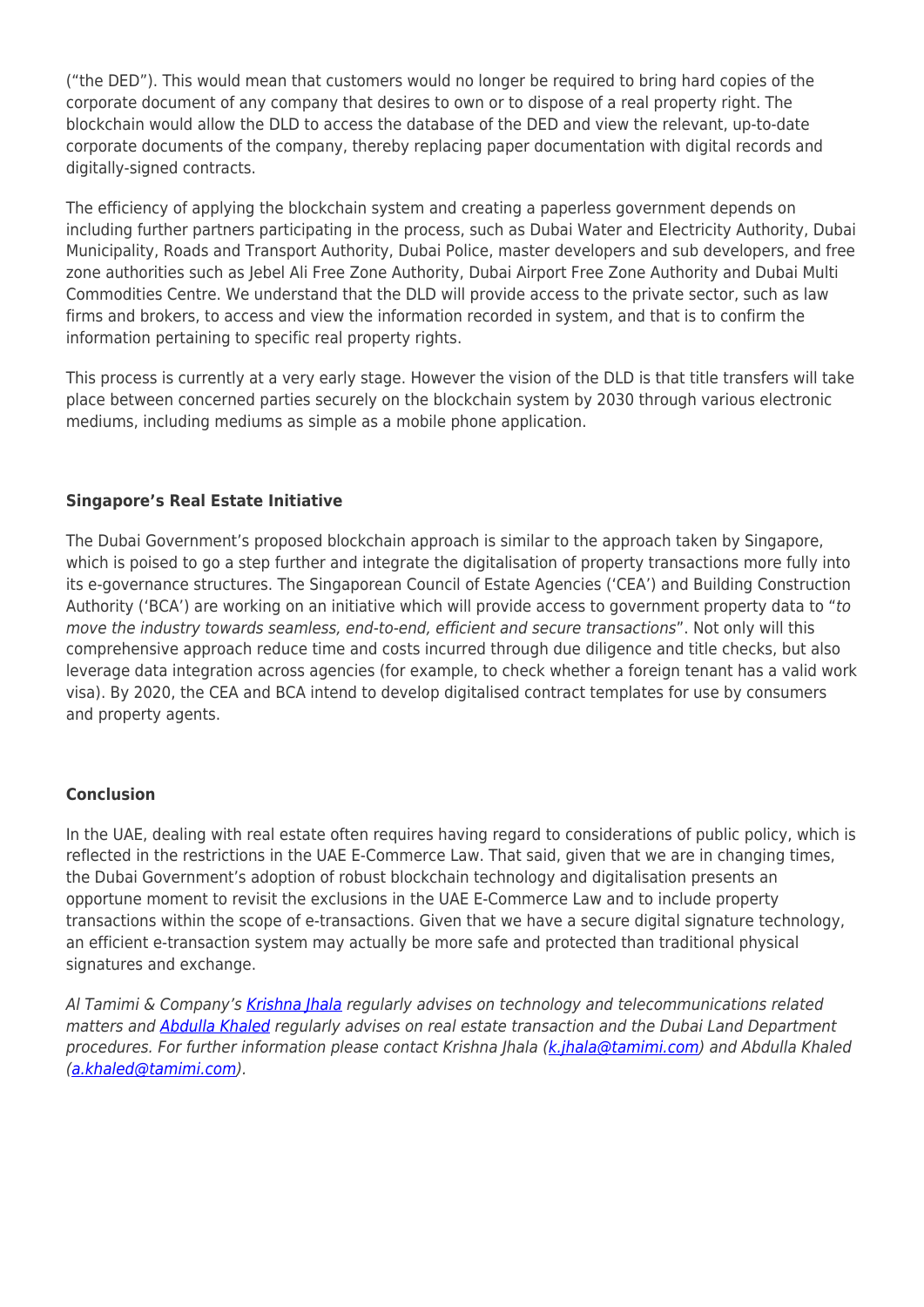("the DED"). This would mean that customers would no longer be required to bring hard copies of the corporate document of any company that desires to own or to dispose of a real property right. The blockchain would allow the DLD to access the database of the DED and view the relevant, up-to-date corporate documents of the company, thereby replacing paper documentation with digital records and digitally-signed contracts.

The efficiency of applying the blockchain system and creating a paperless government depends on including further partners participating in the process, such as Dubai Water and Electricity Authority, Dubai Municipality, Roads and Transport Authority, Dubai Police, master developers and sub developers, and free zone authorities such as Jebel Ali Free Zone Authority, Dubai Airport Free Zone Authority and Dubai Multi Commodities Centre. We understand that the DLD will provide access to the private sector, such as law firms and brokers, to access and view the information recorded in system, and that is to confirm the information pertaining to specific real property rights.

This process is currently at a very early stage. However the vision of the DLD is that title transfers will take place between concerned parties securely on the blockchain system by 2030 through various electronic mediums, including mediums as simple as a mobile phone application.

**Singapore's Real Estate Initiative**

The Dubai Government's proposed blockchain approach is similar to the approach taken by Singapore, which is poised to go a step further and integrate the digitalisation of property transactions more fully into its e-governance structures. The Singaporean Council of Estate Agencies ('CEA') and Building Construction Authority ('BCA') are working on an initiative which will provide access to government property data to "*to move the industry towards seamless, end-to-end, efficient and secure transactions*". Not only will this comprehensive approach reduce time and costs incurred through due diligence and title checks, but also leverage data integration across agencies (for example, to check whether a foreign tenant has a valid work visa). By 2020, the CEA and BCA intend to develop digitalised contract templates for use by consumers and property agents.

**Conclusion**

In the UAE, dealing with real estate often requires having regard to considerations of public policy, which is reflected in the restrictions in the UAE E-Commerce Law. That said, given that we are in changing times, the Dubai Government's adoption of robust blockchain technology and digitalisation presents an opportune moment to revisit the exclusions in the UAE E-Commerce Law and to include property transactions within the scope of e-transactions. Given that we have a secure digital signature technology, an efficient e-transaction system may actually be more safe and protected than traditional physical signatures and exchange.

*Al Tamimi & Company's Krishna Jhala regularly advises on technology and telecommunications related matters and Abdulla Khaled regularly advises on real estate transaction and the Dubai Land Department procedures. For further information please contact Krishna Jhala (k.jhala@tamimi.com) and Abdulla Khaled (a.khaled@tamimi.com).*